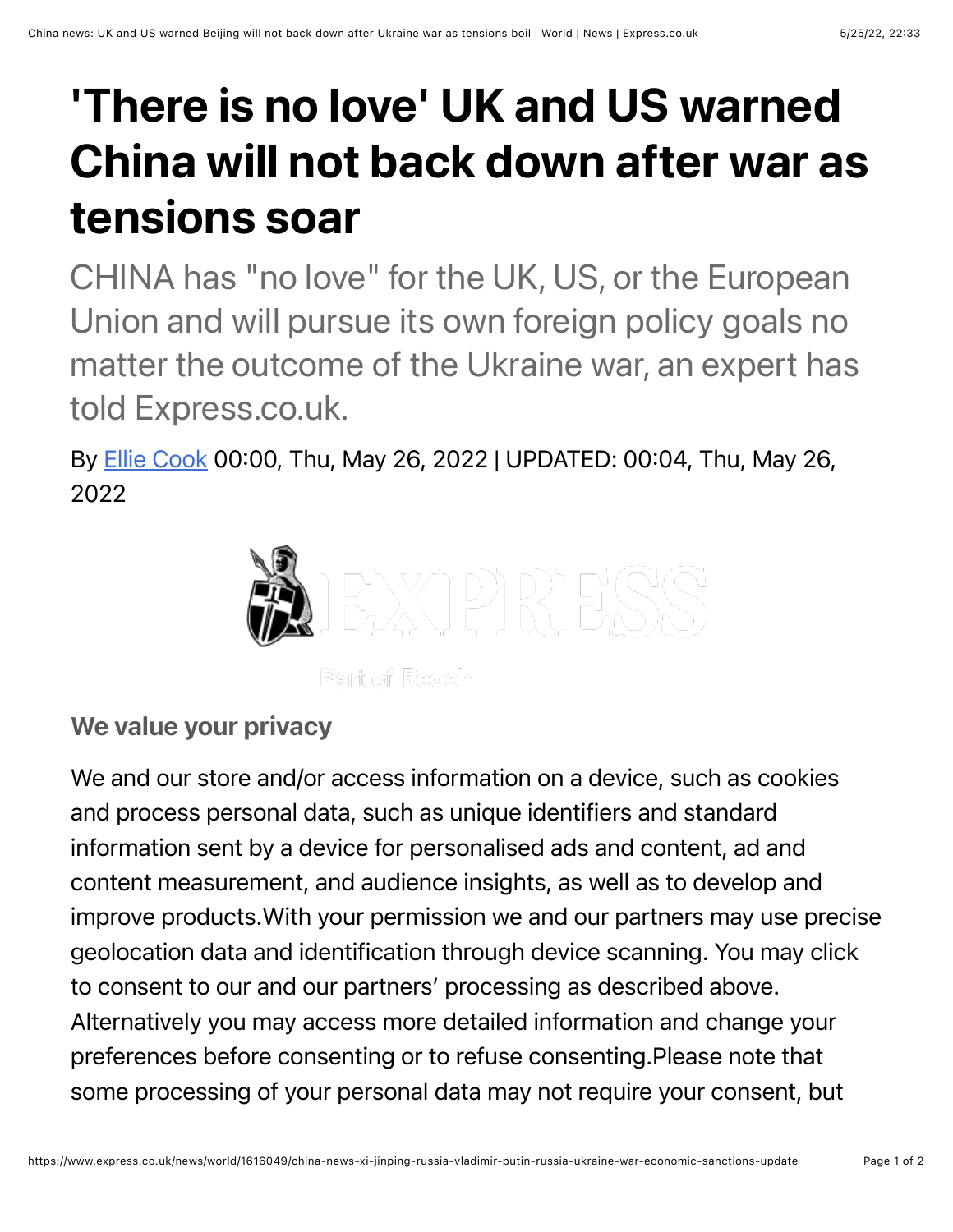# 'There is no love' UK and US warned China will not back down after war as tensions soar

CHINA has "no love" for the UK, US, or the European Union and will pursue its own foreign policy goals no matter the outcome of the Ukraine war, an expert has told Express.co.uk.

By [Ellie Cook](#) 00:00, Thu, May 26, 2022 | UPDATED: 00:04, Thu, May 26, 2022

EXPRESS

Part of Reach

**We value your privacy**

We and our store and/or access information on a device, such as cookies and process personal data, such as unique identifiers and standard information sent by a device for personalised ads and content, ad and content measurement, and audience insights, as well as to develop and improve products.With your permission we and our partners may use precise geolocation data and identification through device scanning. You may click to consent to our and our partners' processing as described above. Alternatively you may access more detailed information and change your preferences before consenting or to refuse consenting.Please note that some processing of your personal data may not require your consent, but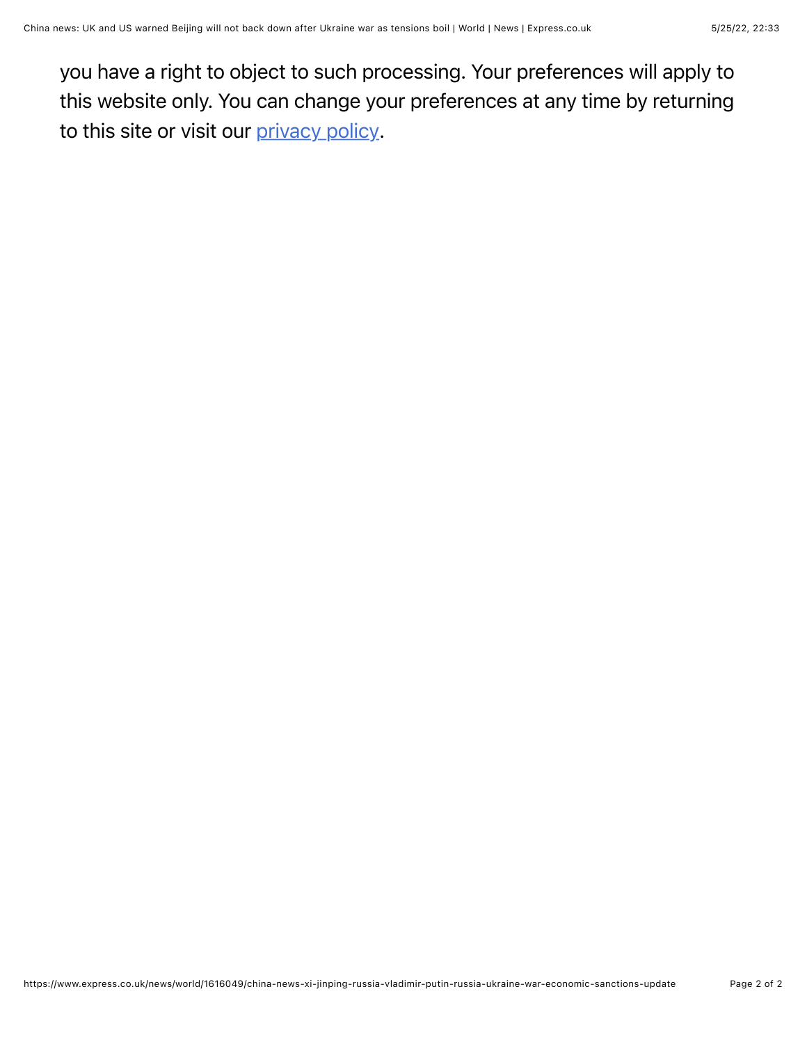you have a right to object to such processing. Your preferences will apply to this website only. You can change your preferences at any time by returning to this site or visit our privacy policy.